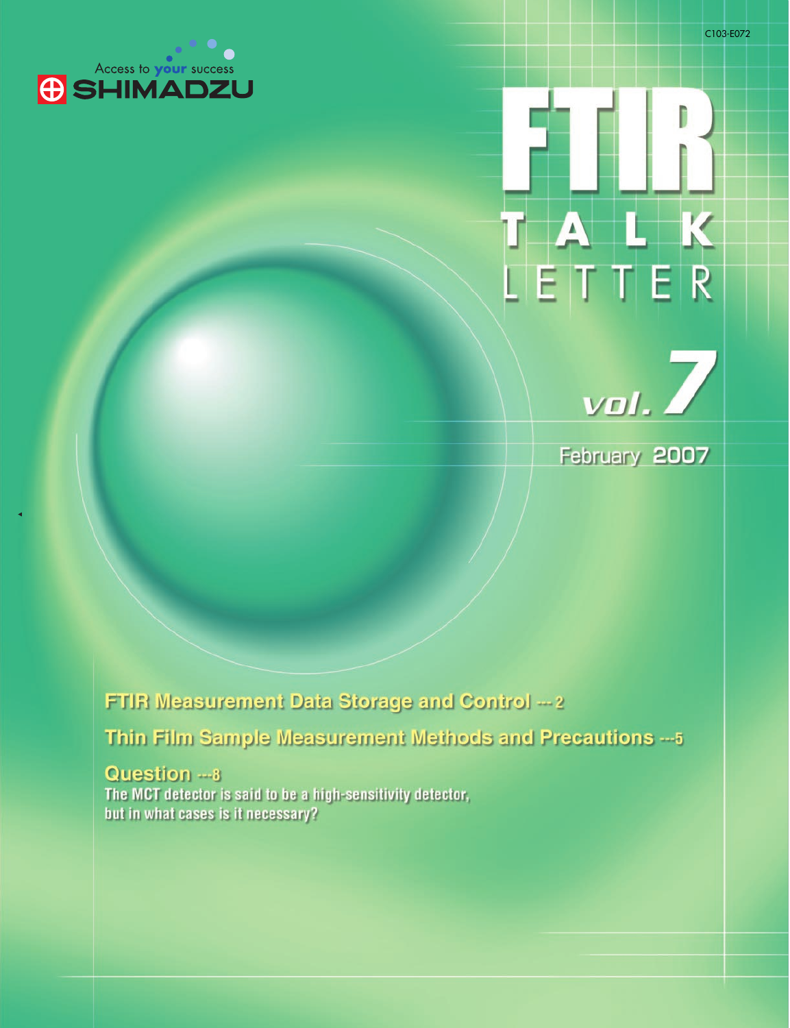C103-E072

Access to your success

SHIMADZU

# FTIR TALK LETTER

vol. 7

February 2007

**FTIR Measurement Data Storage and Control** --- 2

**Thin Film Sample Measurement Methods and Precautions** ---5

**Question** ---8

The MCT detector is said to be a high-sensitivity detector, but in what cases is it necessary?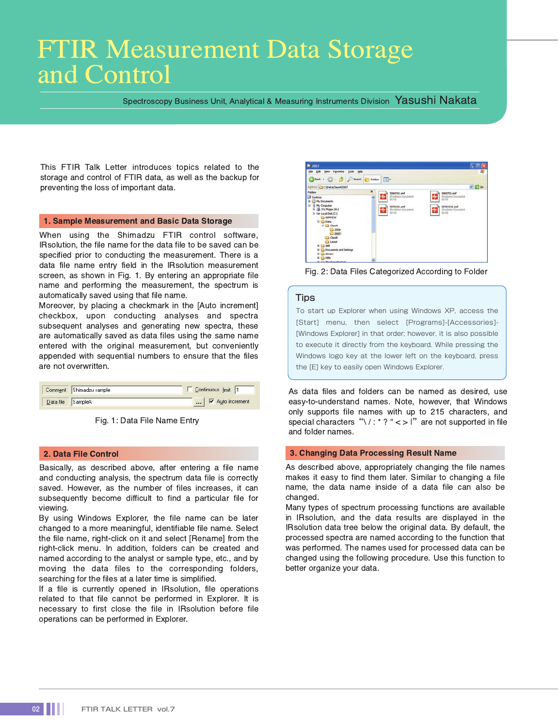# FTIR Measurement Data Storage and Control

Spectroscopy Business Unit, Analytical & Measuring Instruments Division **Yasushi Nakata**

This FTIR Talk Letter introduces topics related to the storage and control of FTIR data, as well as the backup for preventing the loss of important data.

## 1. Sample Measurement and Basic Data Storage

When using the Shimadzu FTIR control software, IRsolution, the file name for the data file to be saved can be specified prior to conducting the measurement. There is a data file name entry field in the IRsolution measurement screen, as shown in Fig. 1. By entering an appropriate file name and performing the measurement, the spectrum is automatically saved using that file name.

Moreover, by placing a checkmark in the [Auto increment] checkbox, upon conducting analyses and spectra subsequent analyses and generating new spectra, these are automatically saved as data files using the same name entered with the original measurement, but conveniently appended with sequential numbers to ensure that the files are not overwritten.

Fig. 1: Data File Name Entry

## 2. Data File Control

Basically, as described above, after entering a file name and conducting analysis, the spectrum data file is correctly saved. However, as the number of files increases, it can subsequently become difficult to find a particular file for viewing.

By using Windows Explorer, the file name can be later changed to a more meaningful, identifiable file name. Select the file name, right-click on it and select [Rename] from the right-click menu. In addition, folders can be created and named according to the analyst or sample type, etc., and by moving the data files to the corresponding folders, searching for the files at a later time is simplified.

If a file is currently opened in IRsolution, file operations related to that file cannot be performed in Explorer. It is necessary to first close the file in IRsolution before file operations can be performed in Explorer.

Fig. 2: Data Files Categorized According to Folder

> **Tips**
>
> To start up Explorer when using Windows XP, access the [Start] menu, then select [Programs]-[Accessories]-[Windows Explorer] in that order; however, it is also possible to execute it directly from the keyboard. While pressing the Windows logo key at the lower left on the keyboard, press the [E] key to easily open Windows Explorer.

As data files and folders can be named as desired, use easy-to-understand names. Note, however, that Windows only supports file names with up to 215 characters, and special characters “\ / : * ? " < > |” are not supported in file and folder names.

## 3. Changing Data Processing Result Name

As described above, appropriately changing the file names makes it easy to find them later. Similar to changing a file name, the data name inside of a data file can also be changed.

Many types of spectrum processing functions are available in IRsolution, and the data results are displayed in the IRsolution data tree below the original data. By default, the processed spectra are named according to the function that was performed. The names used for processed data can be changed using the following procedure. Use this function to better organize your data.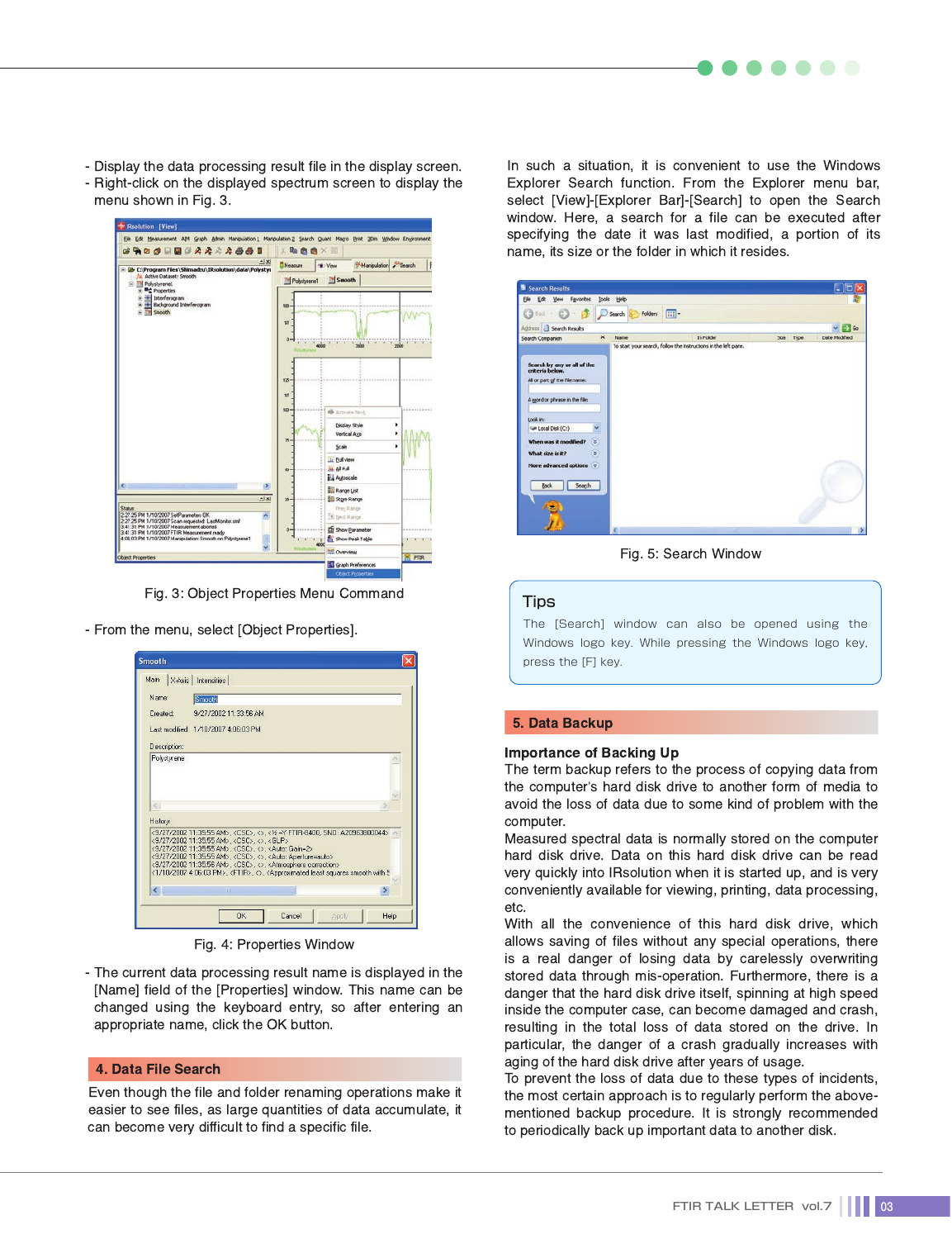- Display the data processing result file in the display screen.
- Right-click on the displayed spectrum screen to display the menu shown in Fig. 3.

Fig. 3: Object Properties Menu Command

- From the menu, select [Object Properties].

Fig. 4: Properties Window

- The current data processing result name is displayed in the [Name] field of the [Properties] window. This name can be changed using the keyboard entry, so after entering an appropriate name, click the OK button.

## 4. Data File Search

Even though the file and folder renaming operations make it easier to see files, as large quantities of data accumulate, it can become very difficult to find a specific file.

In such a situation, it is convenient to use the Windows Explorer Search function. From the Explorer menu bar, select [View]-[Explorer Bar]-[Search] to open the Search window. Here, a search for a file can be executed after specifying the date it was last modified, a portion of its name, its size or the folder in which it resides.

Fig. 5: Search Window

### Tips

The [Search] window can also be opened using the Windows logo key. While pressing the Windows logo key, press the [F] key.

## 5. Data Backup

**Importance of Backing Up**

The term backup refers to the process of copying data from the computer's hard disk drive to another form of media to avoid the loss of data due to some kind of problem with the computer.

Measured spectral data is normally stored on the computer hard disk drive. Data on this hard disk drive can be read very quickly into IRsolution when it is started up, and is very conveniently available for viewing, printing, data processing, etc.

With all the convenience of this hard disk drive, which allows saving of files without any special operations, there is a real danger of losing data by carelessly overwriting stored data through mis-operation. Furthermore, there is a danger that the hard disk drive itself, spinning at high speed inside the computer case, can become damaged and crash, resulting in the total loss of data stored on the drive. In particular, the danger of a crash gradually increases with aging of the hard disk drive after years of usage.

To prevent the loss of data due to these types of incidents, the most certain approach is to regularly perform the above-mentioned backup procedure. It is strongly recommended to periodically back up important data to another disk.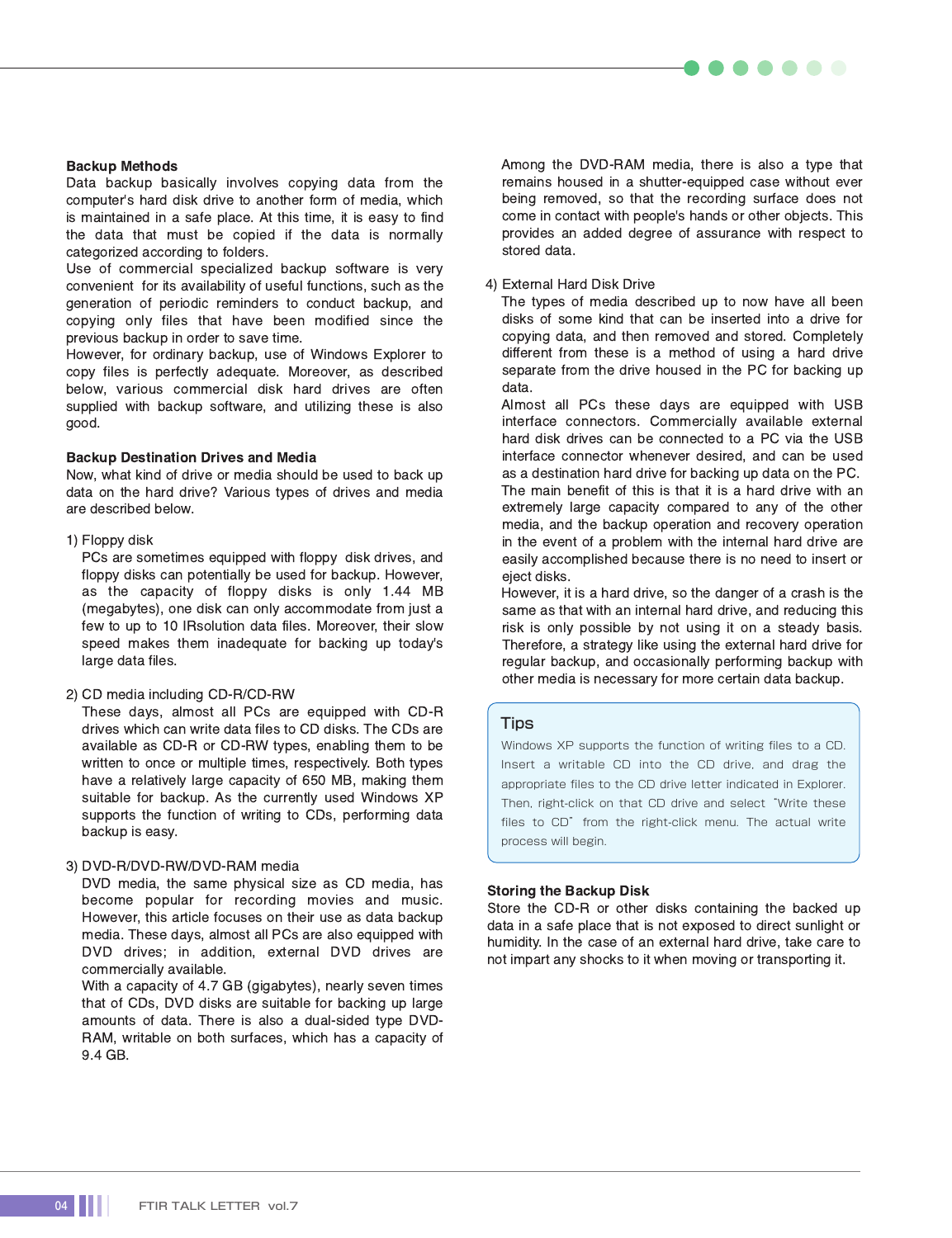### Backup Methods

Data backup basically involves copying data from the computer's hard disk drive to another form of media, which is maintained in a safe place. At this time, it is easy to find the data that must be copied if the data is normally categorized according to folders.
Use of commercial specialized backup software is very convenient for its availability of useful functions, such as the generation of periodic reminders to conduct backup, and copying only files that have been modified since the previous backup in order to save time.
However, for ordinary backup, use of Windows Explorer to copy files is perfectly adequate. Moreover, as described below, various commercial disk hard drives are often supplied with backup software, and utilizing these is also good.

### Backup Destination Drives and Media

Now, what kind of drive or media should be used to back up data on the hard drive? Various types of drives and media are described below.

1) Floppy disk
PCs are sometimes equipped with floppy disk drives, and floppy disks can potentially be used for backup. However, as the capacity of floppy disks is only 1.44 MB (megabytes), one disk can only accommodate from just a few to up to 10 IRsolution data files. Moreover, their slow speed makes them inadequate for backing up today's large data files.

2) CD media including CD-R/CD-RW
These days, almost all PCs are equipped with CD-R drives which can write data files to CD disks. The CDs are available as CD-R or CD-RW types, enabling them to be written to once or multiple times, respectively. Both types have a relatively large capacity of 650 MB, making them suitable for backup. As the currently used Windows XP supports the function of writing to CDs, performing data backup is easy.

3) DVD-R/DVD-RW/DVD-RAM media
DVD media, the same physical size as CD media, has become popular for recording movies and music. However, this article focuses on their use as data backup media. These days, almost all PCs are also equipped with DVD drives; in addition, external DVD drives are commercially available.
With a capacity of 4.7 GB (gigabytes), nearly seven times that of CDs, DVD disks are suitable for backing up large amounts of data. There is also a dual-sided type DVD-RAM, writable on both surfaces, which has a capacity of 9.4 GB.
Among the DVD-RAM media, there is also a type that remains housed in a shutter-equipped case without ever being removed, so that the recording surface does not come in contact with people's hands or other objects. This provides an added degree of assurance with respect to stored data.

4) External Hard Disk Drive
The types of media described up to now have all been disks of some kind that can be inserted into a drive for copying data, and then removed and stored. Completely different from these is a method of using a hard drive separate from the drive housed in the PC for backing up data.
Almost all PCs these days are equipped with USB interface connectors. Commercially available external hard disk drives can be connected to a PC via the USB interface connector whenever desired, and can be used as a destination hard drive for backing up data on the PC.
The main benefit of this is that it is a hard drive with an extremely large capacity compared to any of the other media, and the backup operation and recovery operation in the event of a problem with the internal hard drive are easily accomplished because there is no need to insert or eject disks.
However, it is a hard drive, so the danger of a crash is the same as that with an internal hard drive, and reducing this risk is only possible by not using it on a steady basis. Therefore, a strategy like using the external hard drive for regular backup, and occasionally performing backup with other media is necessary for more certain data backup.

> **Tips**
>
> Windows XP supports the function of writing files to a CD. Insert a writable CD into the CD drive, and drag the appropriate files to the CD drive letter indicated in Explorer. Then, right-click on that CD drive and select "Write these files to CD" from the right-click menu. The actual write process will begin.

### Storing the Backup Disk

Store the CD-R or other disks containing the backed up data in a safe place that is not exposed to direct sunlight or humidity. In the case of an external hard drive, take care to not impart any shocks to it when moving or transporting it.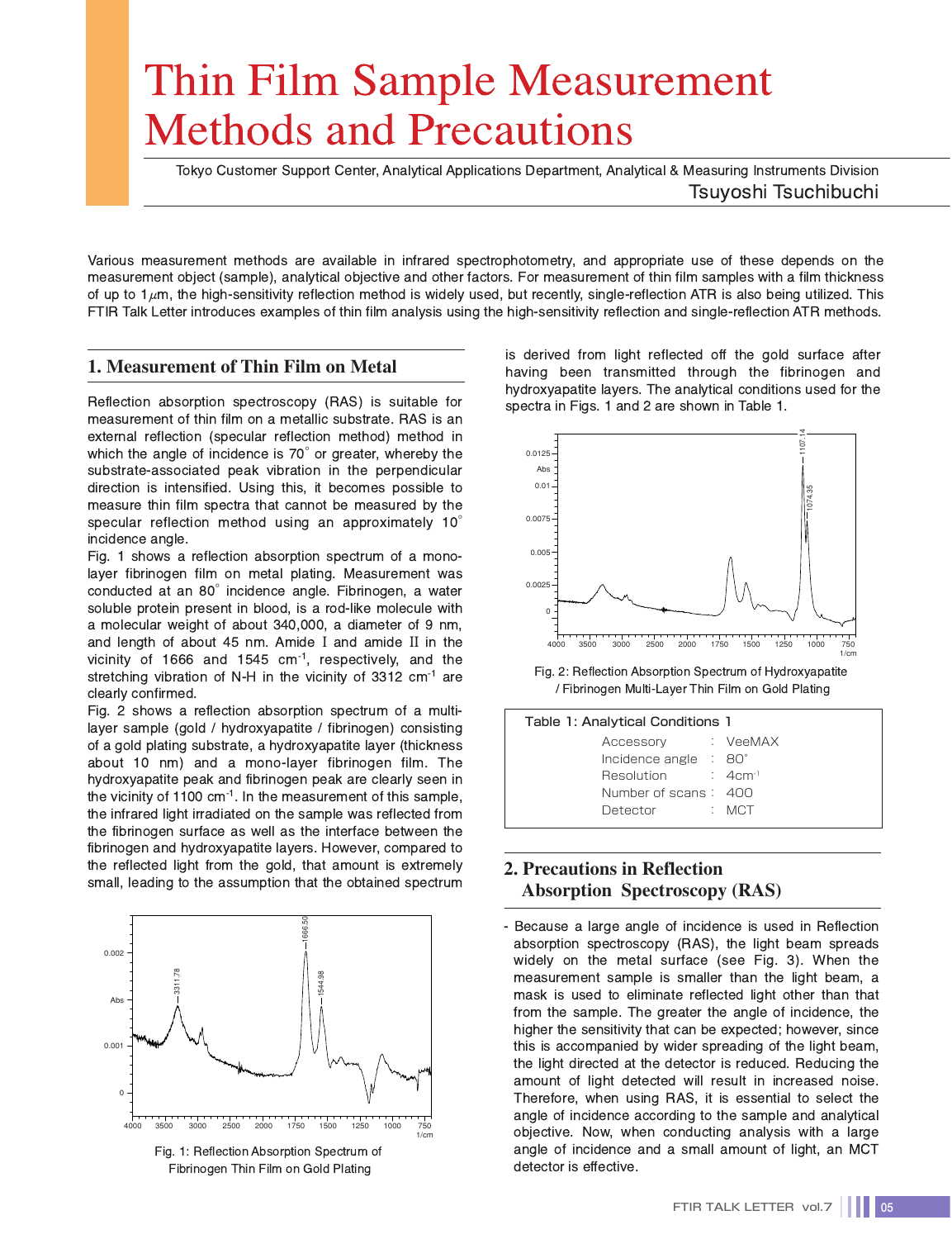# Thin Film Sample Measurement Methods and Precautions

Tokyo Customer Support Center, Analytical Applications Department, Analytical & Measuring Instruments Division

Tsuyoshi Tsuchibuchi

Various measurement methods are available in infrared spectrophotometry, and appropriate use of these depends on the measurement object (sample), analytical objective and other factors. For measurement of thin film samples with a film thickness of up to 1 $\mu$m, the high-sensitivity reflection method is widely used, but recently, single-reflection ATR is also being utilized. This FTIR Talk Letter introduces examples of thin film analysis using the high-sensitivity reflection and single-reflection ATR methods.

## 1. Measurement of Thin Film on Metal

Reflection absorption spectroscopy (RAS) is suitable for measurement of thin film on a metallic substrate. RAS is an external reflection (specular reflection method) method in which the angle of incidence is 70° or greater, whereby the substrate-associated peak vibration in the perpendicular direction is intensified. Using this, it becomes possible to measure thin film spectra that cannot be measured by the specular reflection method using an approximately 10° incidence angle.

Fig. 1 shows a reflection absorption spectrum of a mono-layer fibrinogen film on metal plating. Measurement was conducted at an 80° incidence angle. Fibrinogen, a water soluble protein present in blood, is a rod-like molecule with a molecular weight of about 340,000, a diameter of 9 nm, and length of about 45 nm. Amide I and amide II in the vicinity of 1666 and 1545 cm$^{-1}$, respectively, and the stretching vibration of N-H in the vicinity of 3312 cm$^{-1}$ are clearly confirmed.

Fig. 2 shows a reflection absorption spectrum of a multi-layer sample (gold / hydroxyapatite / fibrinogen) consisting of a gold plating substrate, a hydroxyapatite layer (thickness about 10 nm) and a mono-layer fibrinogen film. The hydroxyapatite peak and fibrinogen peak are clearly seen in the vicinity of 1100 cm$^{-1}$. In the measurement of this sample, the infrared light irradiated on the sample was reflected from the fibrinogen surface as well as the interface between the fibrinogen and hydroxyapatite layers. However, compared to the reflected light from the gold, that amount is extremely small, leading to the assumption that the obtained spectrum is derived from light reflected off the gold surface after having been transmitted through the fibrinogen and hydroxyapatite layers. The analytical conditions used for the spectra in Figs. 1 and 2 are shown in Table 1.

Fig. 1: Reflection Absorption Spectrum of Fibrinogen Thin Film on Gold Plating

Fig. 2: Reflection Absorption Spectrum of Hydroxyapatite / Fibrinogen Multi-Layer Thin Film on Gold Plating

Table 1: Analytical Conditions 1

| | |
|---|---|
| Accessory | VeeMAX |
| Incidence angle | 80° |
| Resolution | 4cm$^{-1}$ |
| Number of scans | 400 |
| Detector | MCT |

## 2. Precautions in Reflection Absorption Spectroscopy (RAS)

- Because a large angle of incidence is used in Reflection absorption spectroscopy (RAS), the light beam spreads widely on the metal surface (see Fig. 3). When the measurement sample is smaller than the light beam, a mask is used to eliminate reflected light other than that from the sample. The greater the angle of incidence, the higher the sensitivity that can be expected; however, since this is accompanied by wider spreading of the light beam, the light directed at the detector is reduced. Reducing the amount of light detected will result in increased noise. Therefore, when using RAS, it is essential to select the angle of incidence according to the sample and analytical objective. Now, when conducting analysis with a large angle of incidence and a small amount of light, an MCT detector is effective.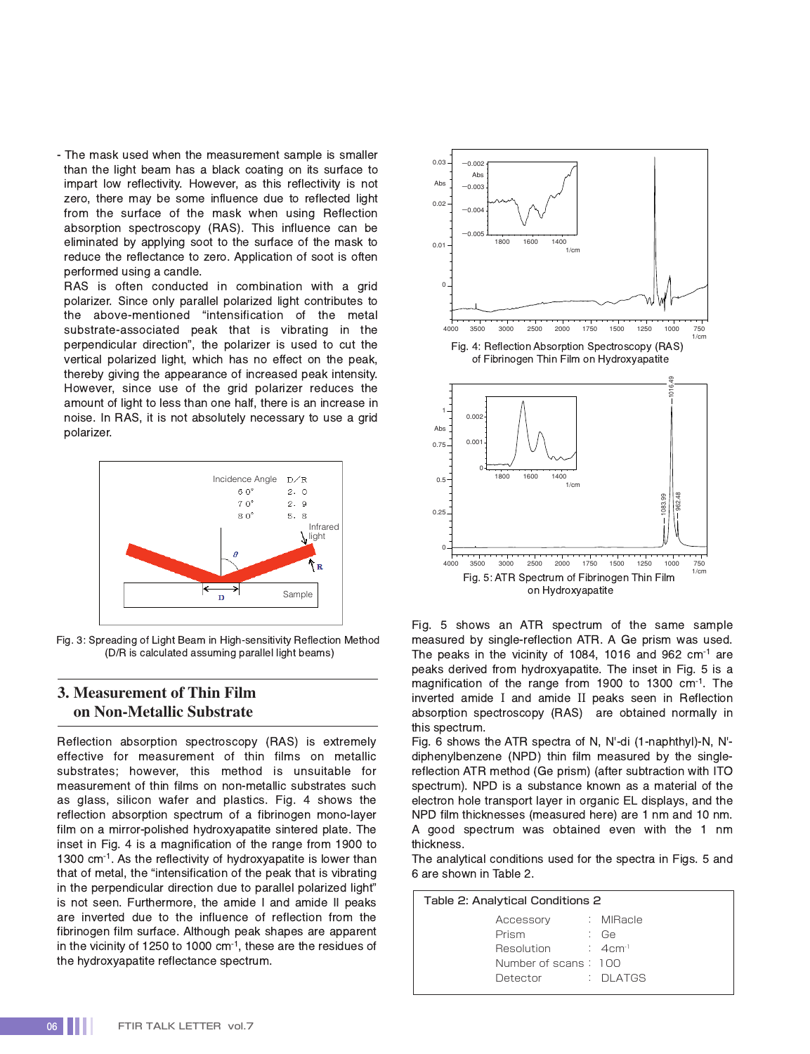- The mask used when the measurement sample is smaller than the light beam has a black coating on its surface to impart low reflectivity. However, as this reflectivity is not zero, there may be some influence due to reflected light from the surface of the mask when using Reflection absorption spectroscopy (RAS). This influence can be eliminated by applying soot to the surface of the mask to reduce the reflectance to zero. Application of soot is often performed using a candle.
  RAS is often conducted in combination with a grid polarizer. Since only parallel polarized light contributes to the above-mentioned "intensification of the metal substrate-associated peak that is vibrating in the perpendicular direction", the polarizer is used to cut the vertical polarized light, which has no effect on the peak, thereby giving the appearance of increased peak intensity. However, since use of the grid polarizer reduces the amount of light to less than one half, there is an increase in noise. In RAS, it is not absolutely necessary to use a grid polarizer.

| Incidence Angle | D/R |
|---|---|
| 60° | 2.0 |
| 70° | 2.9 |
| 80° | 5.8 |

Fig. 3: Spreading of Light Beam in High-sensitivity Reflection Method (D/R is calculated assuming parallel light beams)

## 3. Measurement of Thin Film on Non-Metallic Substrate

Reflection absorption spectroscopy (RAS) is extremely effective for measurement of thin films on metallic substrates; however, this method is unsuitable for measurement of thin films on non-metallic substrates such as glass, silicon wafer and plastics. Fig. 4 shows the reflection absorption spectrum of a fibrinogen mono-layer film on a mirror-polished hydroxyapatite sintered plate. The inset in Fig. 4 is a magnification of the range from 1900 to 1300 cm$^{-1}$. As the reflectivity of hydroxyapatite is lower than that of metal, the "intensification of the peak that is vibrating in the perpendicular direction due to parallel polarized light" is not seen. Furthermore, the amide I and amide II peaks are inverted due to the influence of reflection from the fibrinogen film surface. Although peak shapes are apparent in the vicinity of 1250 to 1000 cm$^{-1}$, these are the residues of the hydroxyapatite reflectance spectrum.

Fig. 4: Reflection Absorption Spectroscopy (RAS) of Fibrinogen Thin Film on Hydroxyapatite

Fig. 5: ATR Spectrum of Fibrinogen Thin Film on Hydroxyapatite

Fig. 5 shows an ATR spectrum of the same sample measured by single-reflection ATR. A Ge prism was used. The peaks in the vicinity of 1084, 1016 and 962 cm$^{-1}$ are peaks derived from hydroxyapatite. The inset in Fig. 5 is a magnification of the range from 1900 to 1300 cm$^{-1}$. The inverted amide I and amide II peaks seen in Reflection absorption spectroscopy (RAS) are obtained normally in this spectrum.

Fig. 6 shows the ATR spectra of N, N'-di (1-naphthyl)-N, N'-diphenylbenzene (NPD) thin film measured by the single-reflection ATR method (Ge prism) (after subtraction with ITO spectrum). NPD is a substance known as a material of the electron hole transport layer in organic EL displays, and the NPD film thicknesses (measured here) are 1 nm and 10 nm. A good spectrum was obtained even with the 1 nm thickness.

The analytical conditions used for the spectra in Figs. 5 and 6 are shown in Table 2.

Table 2: Analytical Conditions 2

| | |
|---|---|
| Accessory | MIRacle |
| Prism | Ge |
| Resolution | 4cm$^{-1}$ |
| Number of scans | 100 |
| Detector | DLATGS |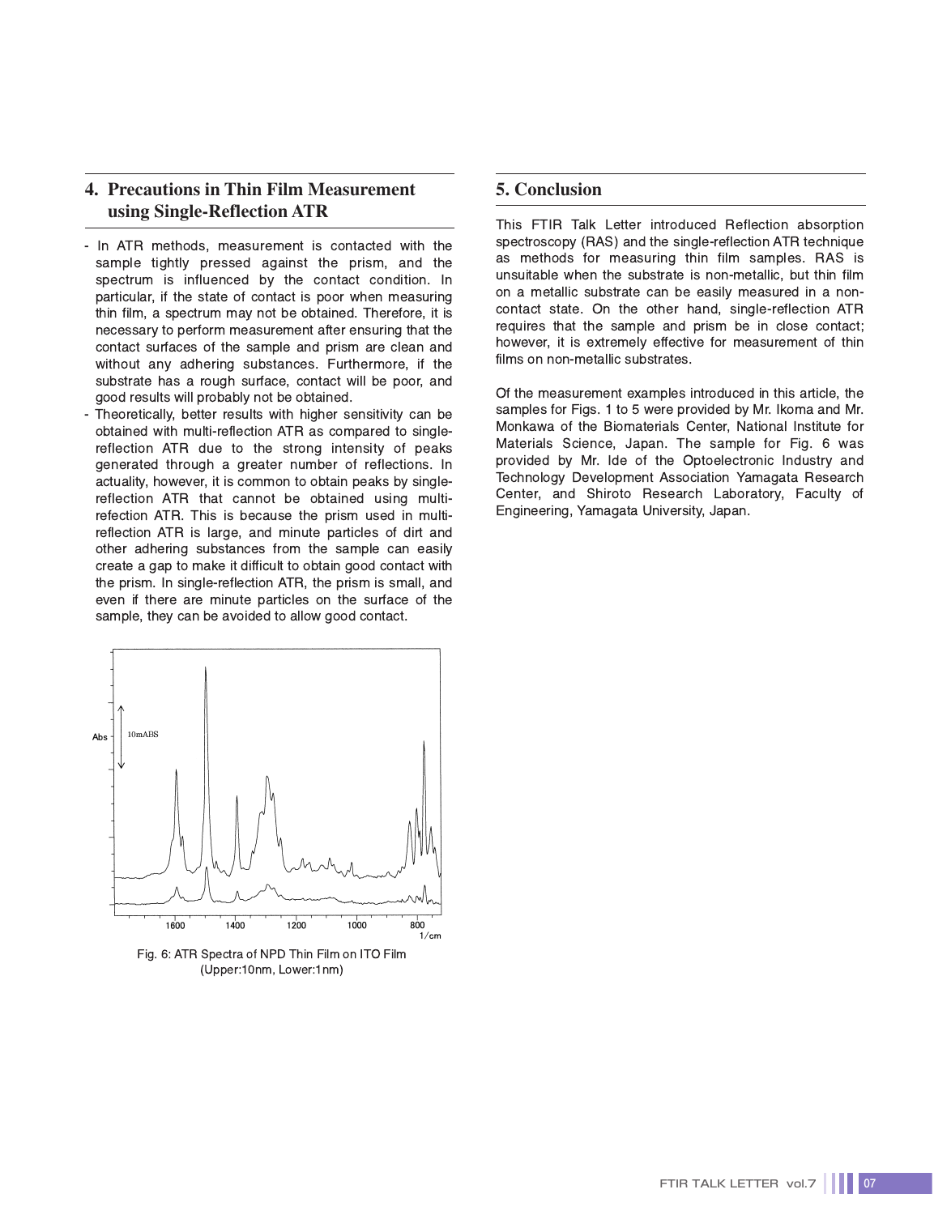## 4. Precautions in Thin Film Measurement using Single-Reflection ATR

- In ATR methods, measurement is contacted with the sample tightly pressed against the prism, and the spectrum is influenced by the contact condition. In particular, if the state of contact is poor when measuring thin film, a spectrum may not be obtained. Therefore, it is necessary to perform measurement after ensuring that the contact surfaces of the sample and prism are clean and without any adhering substances. Furthermore, if the substrate has a rough surface, contact will be poor, and good results will probably not be obtained.
- Theoretically, better results with higher sensitivity can be obtained with multi-reflection ATR as compared to single-reflection ATR due to the strong intensity of peaks generated through a greater number of reflections. In actuality, however, it is common to obtain peaks by single-reflection ATR that cannot be obtained using multi-refection ATR. This is because the prism used in multi-reflection ATR is large, and minute particles of dirt and other adhering substances from the sample can easily create a gap to make it difficult to obtain good contact with the prism. In single-reflection ATR, the prism is small, and even if there are minute particles on the surface of the sample, they can be avoided to allow good contact.

Fig. 6: ATR Spectra of NPD Thin Film on ITO Film (Upper:10nm, Lower:1nm)

## 5. Conclusion

This FTIR Talk Letter introduced Reflection absorption spectroscopy (RAS) and the single-reflection ATR technique as methods for measuring thin film samples. RAS is unsuitable when the substrate is non-metallic, but thin film on a metallic substrate can be easily measured in a non-contact state. On the other hand, single-reflection ATR requires that the sample and prism be in close contact; however, it is extremely effective for measurement of thin films on non-metallic substrates.

Of the measurement examples introduced in this article, the samples for Figs. 1 to 5 were provided by Mr. Ikoma and Mr. Monkawa of the Biomaterials Center, National Institute for Materials Science, Japan. The sample for Fig. 6 was provided by Mr. Ide of the Optoelectronic Industry and Technology Development Association Yamagata Research Center, and Shiroto Research Laboratory, Faculty of Engineering, Yamagata University, Japan.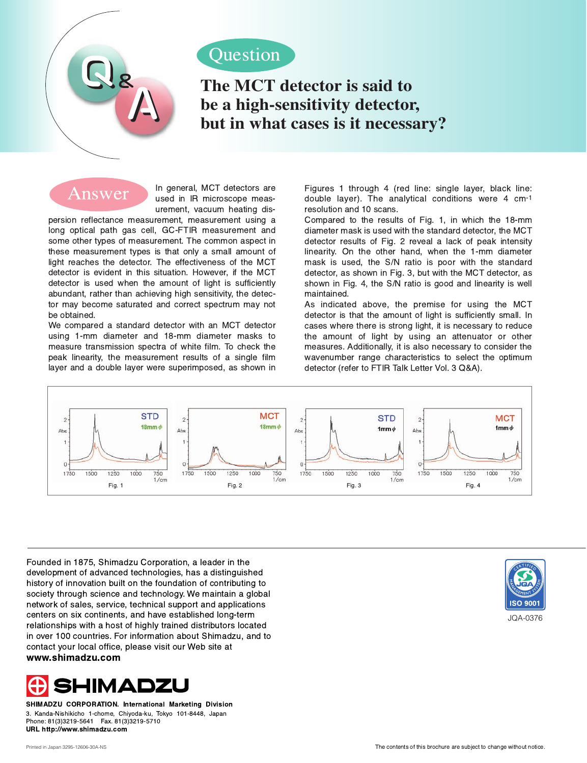# Q&A

## Question

**The MCT detector is said to be a high-sensitivity detector, but in what cases is it necessary?**

## Answer

In general, MCT detectors are used in IR microscope measurement, vacuum heating dispersion reflectance measurement, measurement using a long optical path gas cell, GC-FTIR measurement and some other types of measurement. The common aspect in these measurement types is that only a small amount of light reaches the detector. The effectiveness of the MCT detector is evident in this situation. However, if the MCT detector is used when the amount of light is sufficiently abundant, rather than achieving high sensitivity, the detector may become saturated and correct spectrum may not be obtained.

We compared a standard detector with an MCT detector using 1-mm diameter and 18-mm diameter masks to measure transmission spectra of white film. To check the peak linearity, the measurement results of a single film layer and a double layer were superimposed, as shown in Figures 1 through 4 (red line: single layer, black line: double layer). The analytical conditions were 4 $cm^{-1}$ resolution and 10 scans.

Compared to the results of Fig. 1, in which the 18-mm diameter mask is used with the standard detector, the MCT detector results of Fig. 2 reveal a lack of peak intensity linearity. On the other hand, when the 1-mm diameter mask is used, the S/N ratio is poor with the standard detector, as shown in Fig. 3, but with the MCT detector, as shown in Fig. 4, the S/N ratio is good and linearity is well maintained.

As indicated above, the premise for using the MCT detector is that the amount of light is sufficiently small. In cases where there is strong light, it is necessary to reduce the amount of light by using an attenuator or other measures. Additionally, it is also necessary to consider the wavenumber range characteristics to select the optimum detector (refer to FTIR Talk Letter Vol. 3 Q&A).

STD
18mmφ
Abs
2
1
0
1750 1500 1250 1000 750
1/cm

Fig. 1

MCT
18mmφ
Abs
2
1
0
1750 1500 1250 1000 750
1/cm

Fig. 2

STD
1mmφ
Abs
2
1
0
1750 1500 1250 1000 750
1/cm

Fig. 3

MCT
1mmφ
Abs
2
1
0
1750 1500 1250 1000 750
1/cm

Fig. 4

Founded in 1875, Shimadzu Corporation, a leader in the development of advanced technologies, has a distinguished history of innovation built on the foundation of contributing to society through science and technology. We maintain a global network of sales, service, technical support and applications centers on six continents, and have established long-term relationships with a host of highly trained distributors located in over 100 countries. For information about Shimadzu, and to contact your local office, please visit our Web site at **www.shimadzu.com**

ISO 9001
JQA-0376

**SHIMADZU**

**SHIMADZU CORPORATION. International Marketing Division**
3. Kanda-Nishikicho 1-chome, Chiyoda-ku, Tokyo 101-8448, Japan
Phone: 81(3)3219-5641 Fax. 81(3)3219-5710
**URL http://www.shimadzu.com**

Printed in Japan 3295-12606-30A-NS

The contents of this brochure are subject to change without notice.